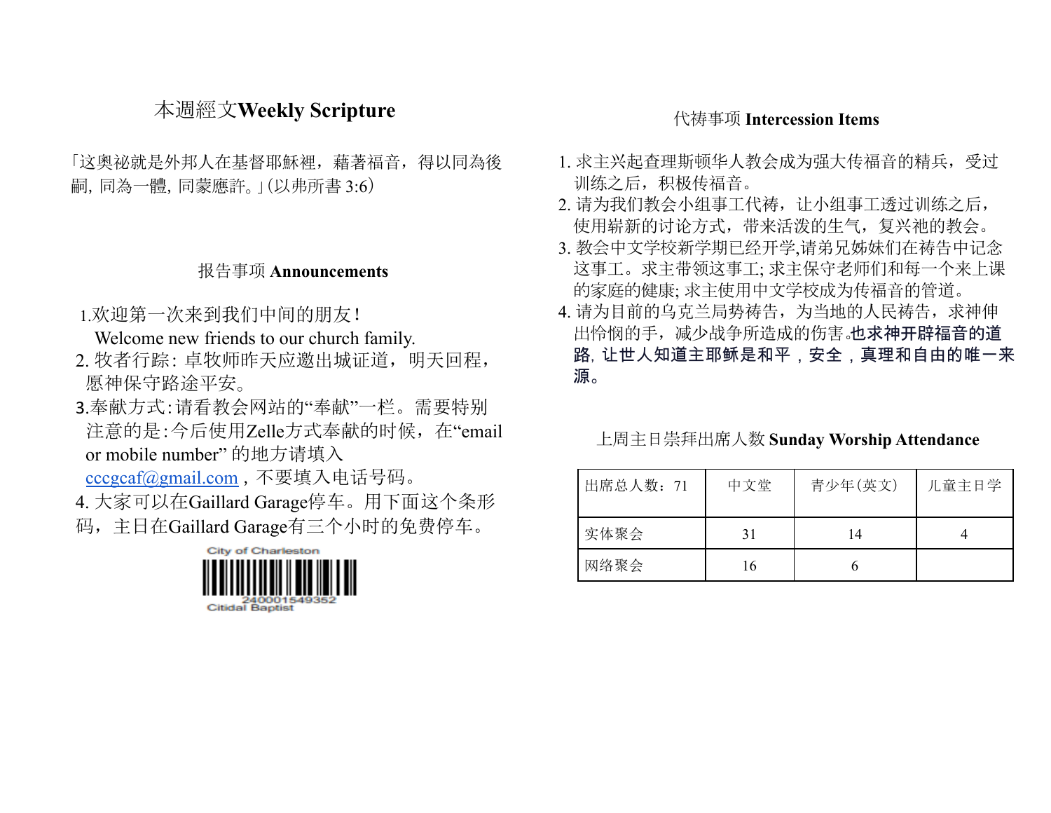## 本週經文Weekly Scripture

「这奧祕就是外邦人在基督耶穌裡，藉著福音，得以同為後嗣, 同為一體, 同蒙應許。」(以弗所書 3:6)

## 报告事项 Announcements

1.欢迎第一次来到我们中间的朋友！
Welcome new friends to our church family.

2. 牧者行踪: 卓牧师昨天应邀出城证道，明天回程，愿神保守路途平安。

3.奉献方式:请看教会网站的"奉献"一栏。需要特别注意的是:今后使用Zelle方式奉献的时候，在"email or mobile number" 的地方请填入 cccgcaf@gmail.com，不要填入电话号码。

4. 大家可以在Gaillard Garage停车。用下面这个条形码，主日在Gaillard Garage有三个小时的免费停车。

City of Charleston
240001549352
Citidal Baptist

## 代祷事项 Intercession Items

1. 求主兴起查理斯顿华人教会成为强大传福音的精兵，受过训练之后，积极传福音。
2. 请为我们教会小组事工代祷，让小组事工透过训练之后，使用崭新的讨论方式，带来活泼的生气，复兴祂的教会。
3. 教会中文学校新学期已经开学,请弟兄姊妹们在祷告中记念这事工。求主带领这事工; 求主保守老师们和每一个来上课的家庭的健康; 求主使用中文学校成为传福音的管道。
4. 请为目前的乌克兰局势祷告，为当地的人民祷告，求神伸出怜悯的手，减少战争所造成的伤害。**也求神开辟福音的道路，让世人知道主耶稣是和平，安全，真理和自由的唯一来源。**

## 上周主日崇拜出席人数 Sunday Worship Attendance

| 出席总人数：71 | 中文堂 | 青少年(英文) | 儿童主日学 |
|---|---|---|---|
| 实体聚会 | 31 | 14 | 4 |
| 网络聚会 | 16 | 6 | |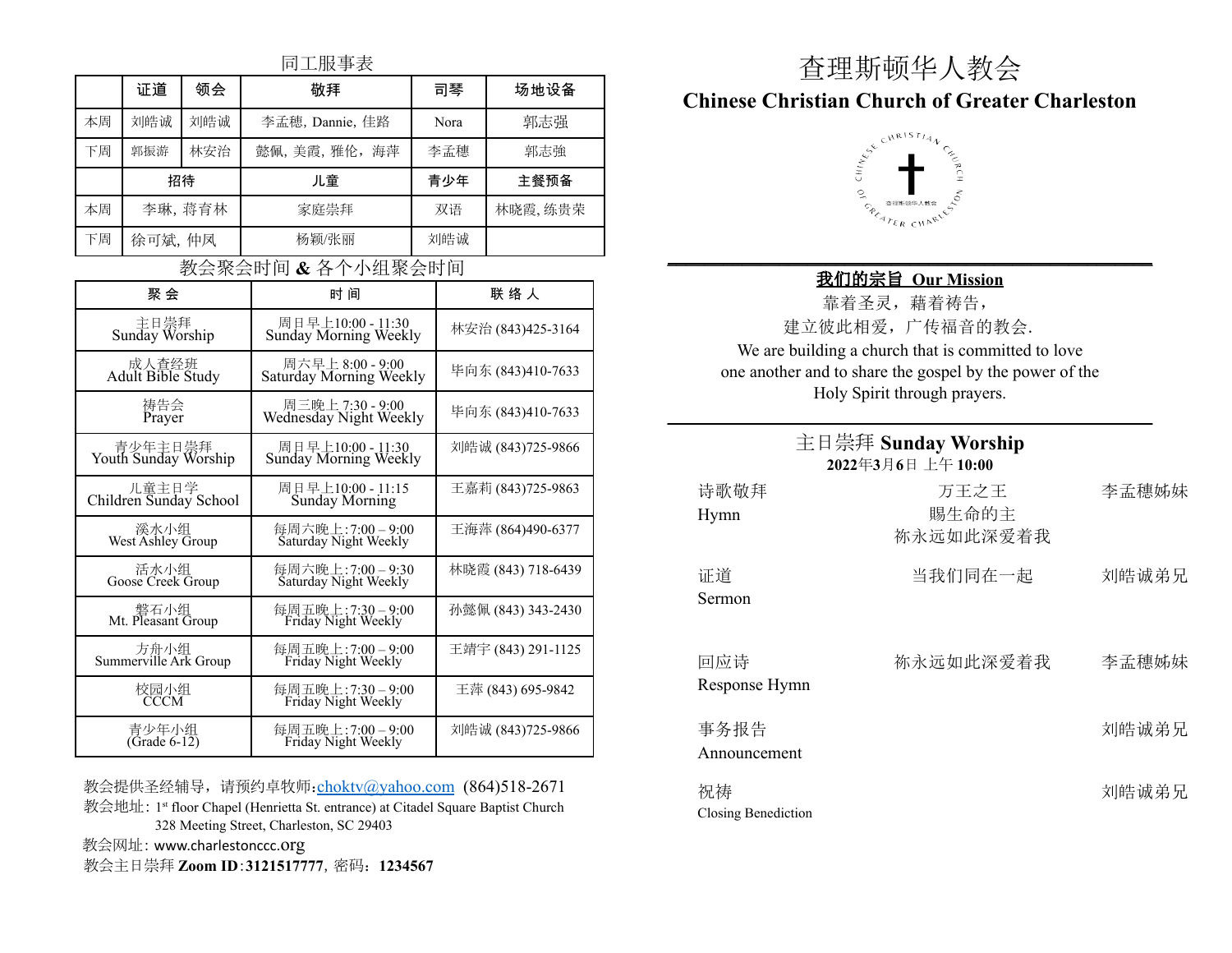同工服事表

| | 证道 | 领会 | 敬拜 | 司琴 | 场地设备 |
|---|---|---|---|---|---|
| 本周 | 刘皓诚 | 刘皓诚 | 李孟穗, Dannie, 佳路 | Nora | 郭志强 |
| 下周 | 郭振游 | 林安治 | 懿佩, 美霞, 雅伦，海萍 | 李孟穗 | 郭志強 |
| | 招待 | | 儿童 | 青少年 | 主餐预备 |
| 本周 | 李琳, 蒋育林 | | 家庭崇拜 | 双语 | 林晓霞, 练贵荣 |
| 下周 | 徐可斌, 仲凤 | | 杨颖/张丽 | 刘皓诚 | |

教会聚会时间 & 各个小组聚会时间

| 聚 会 | 时 间 | 联 络 人 |
|---|---|---|
| 主日崇拜 Sunday Worship | 周日早上10:00 - 11:30 Sunday Morning Weekly | 林安治 (843)425-3164 |
| 成人查经班 Adult Bible Study | 周六早上 8:00 - 9:00 Saturday Morning Weekly | 毕向东 (843)410-7633 |
| 祷告会 Prayer | 周三晚上 7:30 - 9:00 Wednesday Night Weekly | 毕向东 (843)410-7633 |
| 青少年主日崇拜 Youth Sunday Worship | 周日早上10:00 - 11:30 Sunday Morning Weekly | 刘皓诚 (843)725-9866 |
| 儿童主日学 Children Sunday School | 周日早上10:00 - 11:15 Sunday Morning | 王嘉莉 (843)725-9863 |
| 溪水小组 West Ashley Group | 每周六晚上: 7:00 – 9:00 Saturday Night Weekly | 王海萍 (864)490-6377 |
| 活水小组 Goose Creek Group | 每周六晚上: 7:00 – 9:30 Saturday Night Weekly | 林晓霞 (843) 718-6439 |
| 磐石小组 Mt. Pleasant Group | 每周五晚上: 7:30 – 9:00 Friday Night Weekly | 孙懿佩 (843) 343-2430 |
| 方舟小组 Summerville Ark Group | 每周五晚上: 7:00 – 9:00 Friday Night Weekly | 王靖宇 (843) 291-1125 |
| 校园小组 CCCM | 每周五晚上: 7:30 – 9:00 Friday Night Weekly | 王萍 (843) 695-9842 |
| 青少年小组 (Grade 6-12) | 每周五晚上: 7:00 – 9:00 Friday Night Weekly | 刘皓诚 (843)725-9866 |

教会提供圣经辅导，请预约卓牧师: choktv@yahoo.com (864)518-2671

教会地址: 1st floor Chapel (Henrietta St. entrance) at Citadel Square Baptist Church 328 Meeting Street, Charleston, SC 29403

教会网址: www.charlestonccc.org

教会主日崇拜 **Zoom ID**: **3121517777**, 密码: **1234567**

# 查理斯顿华人教会

## Chinese Christian Church of Greater Charleston

**我们的宗旨 Our Mission**

靠着圣灵，藉着祷告，
建立彼此相爱，广传福音的教会.
We are building a church that is committed to love one another and to share the gospel by the power of the Holy Spirit through prayers.

## 主日崇拜 Sunday Worship

**2022**年**3**月**6**日 上午 **10:00**

| | | |
|---|---|---|
| 诗歌敬拜 Hymn | 万王之王<br>赐生命的主<br>祢永远如此深爱着我 | 李孟穗姊妹 |
| 证道 Sermon | 当我们同在一起 | 刘皓诚弟兄 |
| 回应诗 Response Hymn | 祢永远如此深爱着我 | 李孟穗姊妹 |
| 事务报告 Announcement | | 刘皓诚弟兄 |
| 祝祷 Closing Benediction | | 刘皓诚弟兄 |